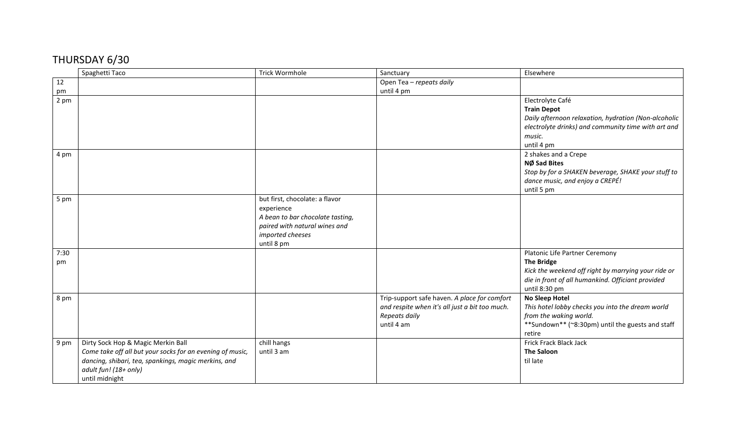# THURSDAY 6/30

| | Spaghetti Taco | Trick Wormhole | Sanctuary | Elsewhere |
|---|---|---|---|---|
| 12 pm | | | Open Tea – *repeats daily*<br>until 4 pm | |
| 2 pm | | | | Electrolyte Café<br>**Train Depot**<br>*Daily afternoon relaxation, hydration (Non-alcoholic electrolyte drinks) and community time with art and music.*<br>until 4 pm |
| 4 pm | | | | 2 shakes and a Crepe<br>**NØ Sad Bites**<br>*Stop by for a SHAKEN beverage, SHAKE your stuff to dance music, and enjoy a CREPÉ!*<br>until 5 pm |
| 5 pm | | but first, chocolate: a flavor experience<br>*A bean to bar chocolate tasting, paired with natural wines and imported cheeses*<br>until 8 pm | | |
| 7:30 pm | | | | Platonic Life Partner Ceremony<br>**The Bridge**<br>*Kick the weekend off right by marrying your ride or die in front of all humankind. Officiant provided*<br>until 8:30 pm |
| 8 pm | | | Trip-support safe haven. *A place for comfort and respite when it's all just a bit too much. Repeats daily*<br>until 4 am | **No Sleep Hotel**<br>*This hotel lobby checks you into the dream world from the waking world.*<br>**Sundown** (~8:30pm) until the guests and staff retire |
| 9 pm | Dirty Sock Hop & Magic Merkin Ball<br>*Come take off all but your socks for an evening of music, dancing, shibari, tea, spankings, magic merkins, and adult fun! (18+ only)*<br>until midnight | chill hangs<br>until 3 am | | Frick Frack Black Jack<br>**The Saloon**<br>til late |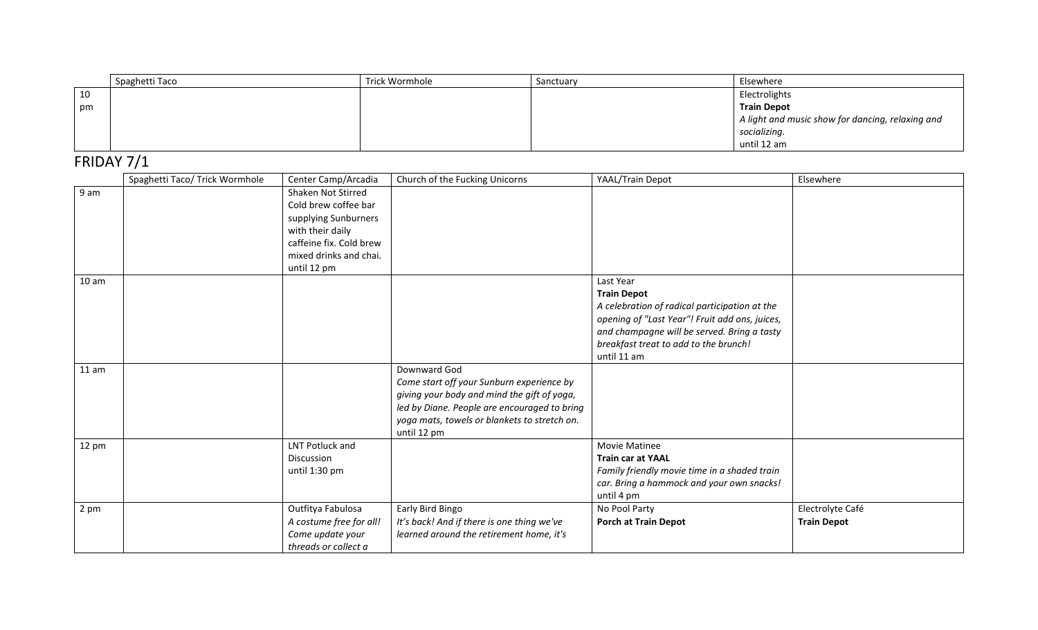| | Spaghetti Taco | Trick Wormhole | Sanctuary | Elsewhere |
|---|---|---|---|---|
| 10 pm | | | | Electrolights<br>**Train Depot**<br>*A light and music show for dancing, relaxing and socializing.*<br>until 12 am |

## FRIDAY 7/1

| | Spaghetti Taco/ Trick Wormhole | Center Camp/Arcadia | Church of the Fucking Unicorns | YAAL/Train Depot | Elsewhere |
|---|---|---|---|---|---|
| 9 am | | Shaken Not Stirred<br>Cold brew coffee bar supplying Sunburners with their daily caffeine fix. Cold brew mixed drinks and chai.<br>until 12 pm | | | |
| 10 am | | | | Last Year<br>**Train Depot**<br>*A celebration of radical participation at the opening of "Last Year"! Fruit add ons, juices, and champagne will be served. Bring a tasty breakfast treat to add to the brunch!*<br>until 11 am | |
| 11 am | | | Downward God<br>*Come start off your Sunburn experience by giving your body and mind the gift of yoga, led by Diane. People are encouraged to bring yoga mats, towels or blankets to stretch on.*<br>until 12 pm | | |
| 12 pm | | LNT Potluck and Discussion<br>until 1:30 pm | | Movie Matinee<br>**Train car at YAAL**<br>*Family friendly movie time in a shaded train car. Bring a hammock and your own snacks!*<br>until 4 pm | |
| 2 pm | | Outfitya Fabulosa<br>*A costume free for all! Come update your threads or collect a* | Early Bird Bingo<br>*It's back! And if there is one thing we've learned around the retirement home, it's* | No Pool Party<br>**Porch at Train Depot** | Electrolyte Café<br>**Train Depot** |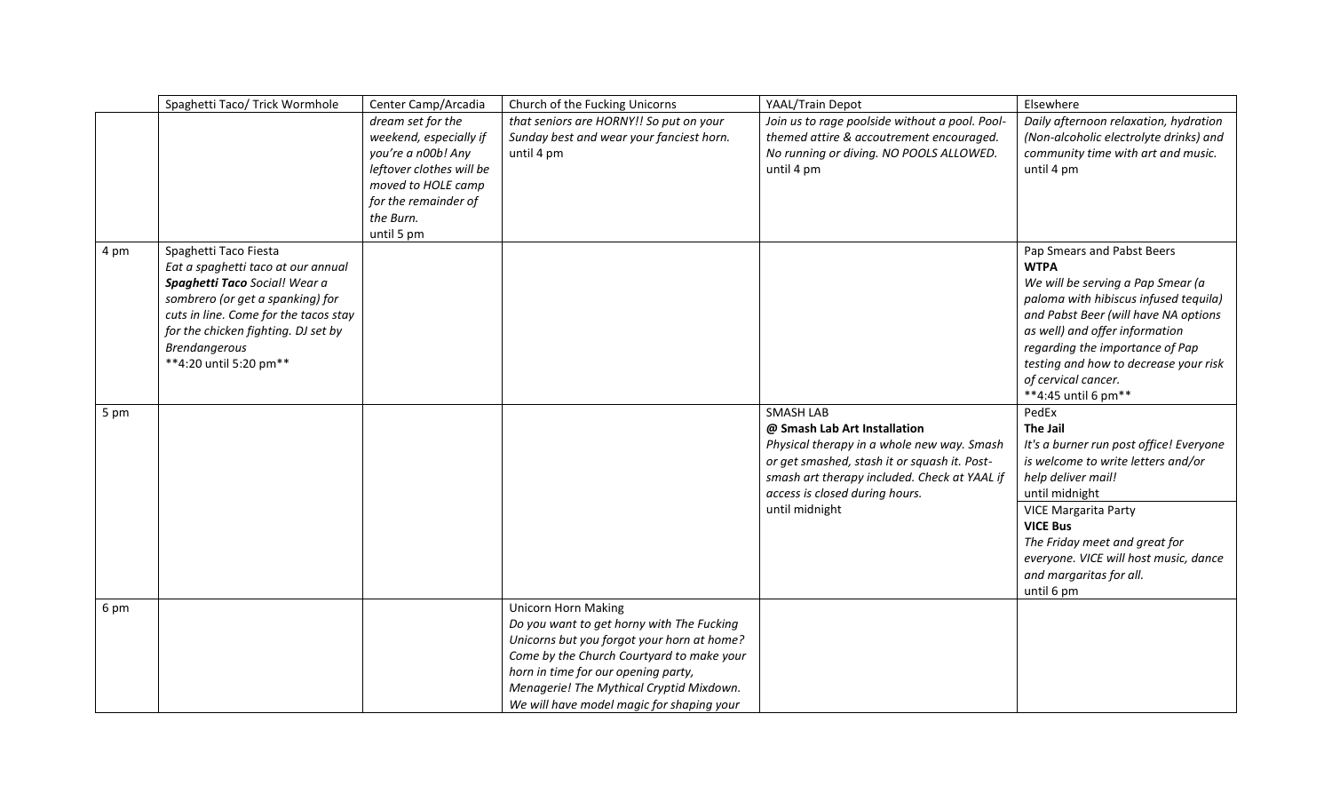| | Spaghetti Taco/ Trick Wormhole | Center Camp/Arcadia | Church of the Fucking Unicorns | YAAL/Train Depot | Elsewhere |
|---|---|---|---|---|---|
| | | *dream set for the weekend, especially if you're a n00b! Any leftover clothes will be moved to HOLE camp for the remainder of the Burn.*<br>until 5 pm | *that seniors are HORNY!! So put on your Sunday best and wear your fanciest horn.*<br>until 4 pm | *Join us to rage poolside without a pool. Pool-themed attire & accoutrement encouraged. No running or diving. NO POOLS ALLOWED.*<br>until 4 pm | *Daily afternoon relaxation, hydration (Non-alcoholic electrolyte drinks) and community time with art and music.*<br>until 4 pm |
| 4 pm | Spaghetti Taco Fiesta<br>*Eat a spaghetti taco at our annual **Spaghetti Taco** Social! Wear a sombrero (or get a spanking) for cuts in line. Come for the tacos stay for the chicken fighting. DJ set by Brendangerous*<br>**4:20 until 5:20 pm** | | | | Pap Smears and Pabst Beers<br>**WTPA**<br>*We will be serving a Pap Smear (a paloma with hibiscus infused tequila) and Pabst Beer (will have NA options as well) and offer information regarding the importance of Pap testing and how to decrease your risk of cervical cancer.*<br>**4:45 until 6 pm** |
| 5 pm | | | | SMASH LAB<br>**@ Smash Lab Art Installation**<br>*Physical therapy in a whole new way. Smash or get smashed, stash it or squash it. Post-smash art therapy included. Check at YAAL if access is closed during hours.*<br>until midnight | PedEx<br>**The Jail**<br>*It's a burner run post office! Everyone is welcome to write letters and/or help deliver mail!*<br>until midnight<br><br>VICE Margarita Party<br>**VICE Bus**<br>*The Friday meet and great for everyone. VICE will host music, dance and margaritas for all.*<br>until 6 pm |
| 6 pm | | | Unicorn Horn Making<br>*Do you want to get horny with The Fucking Unicorns but you forgot your horn at home? Come by the Church Courtyard to make your horn in time for our opening party, Menagerie! The Mythical Cryptid Mixdown. We will have model magic for shaping your* | | |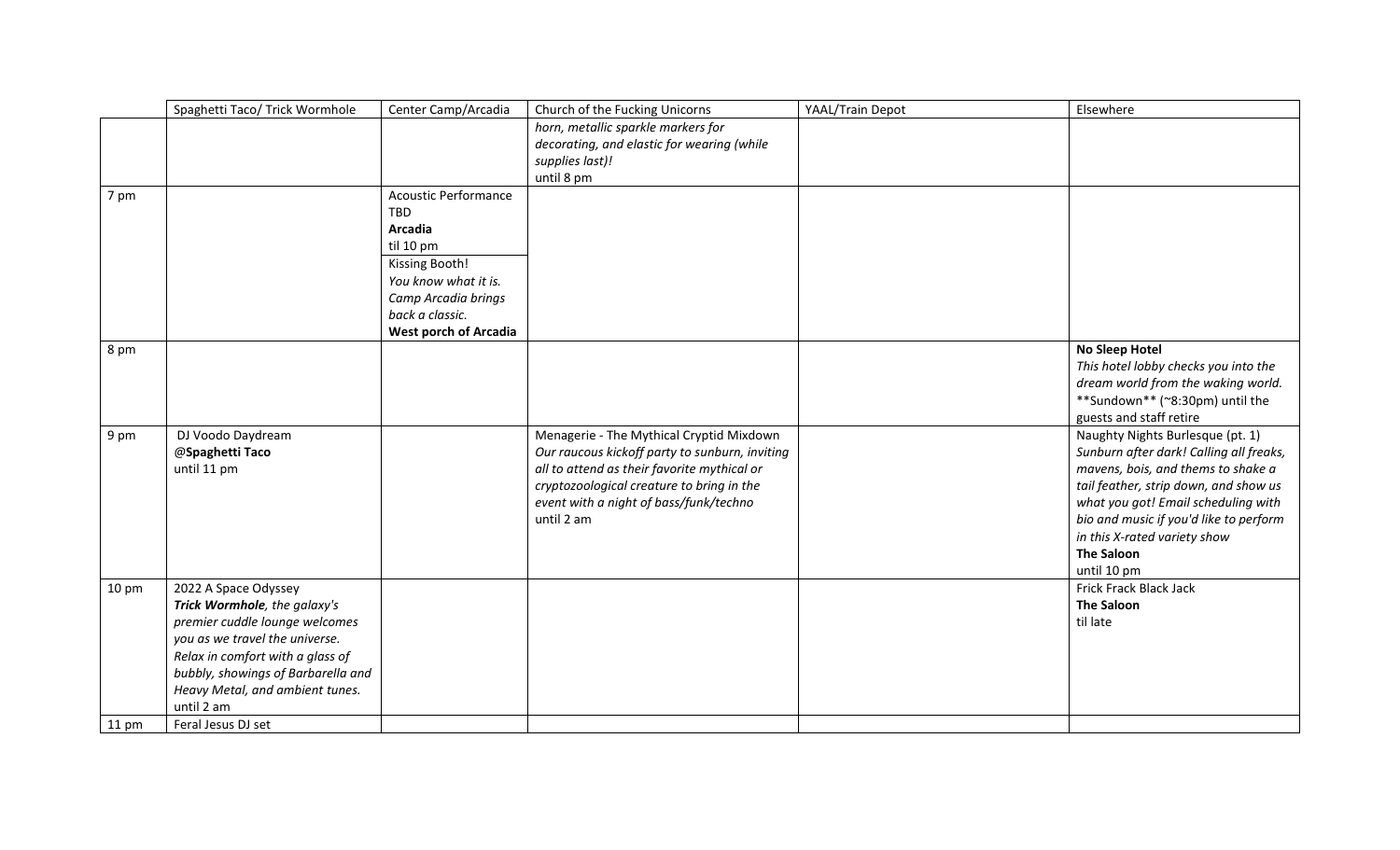| | Spaghetti Taco/ Trick Wormhole | Center Camp/Arcadia | Church of the Fucking Unicorns | YAAL/Train Depot | Elsewhere |
|---|---|---|---|---|---|
| | | | *horn, metallic sparkle markers for decorating, and elastic for wearing (while supplies last)!* until 8 pm | | |
| 7 pm | | Acoustic Performance TBD **Arcadia** til 10 pm<br>Kissing Booth! *You know what it is. Camp Arcadia brings back a classic.* **West porch of Arcadia** | | | |
| 8 pm | | | | | **No Sleep Hotel** *This hotel lobby checks you into the dream world from the waking world.* **Sundown** (~8:30pm) until the guests and staff retire |
| 9 pm | DJ Voodo Daydream **@Spaghetti Taco** until 11 pm | | Menagerie - The Mythical Cryptid Mixdown *Our raucous kickoff party to sunburn, inviting all to attend as their favorite mythical or cryptozoological creature to bring in the event with a night of bass/funk/techno* until 2 am | | Naughty Nights Burlesque (pt. 1) *Sunburn after dark! Calling all freaks, mavens, bois, and thems to shake a tail feather, strip down, and show us what you got! Email scheduling with bio and music if you'd like to perform in this X-rated variety show* **The Saloon** until 10 pm |
| 10 pm | 2022 A Space Odyssey ***Trick Wormhole**, the galaxy's premier cuddle lounge welcomes you as we travel the universe. Relax in comfort with a glass of bubbly, showings of Barbarella and Heavy Metal, and ambient tunes.* until 2 am | | | | Frick Frack Black Jack **The Saloon** til late |
| 11 pm | Feral Jesus DJ set | | | | |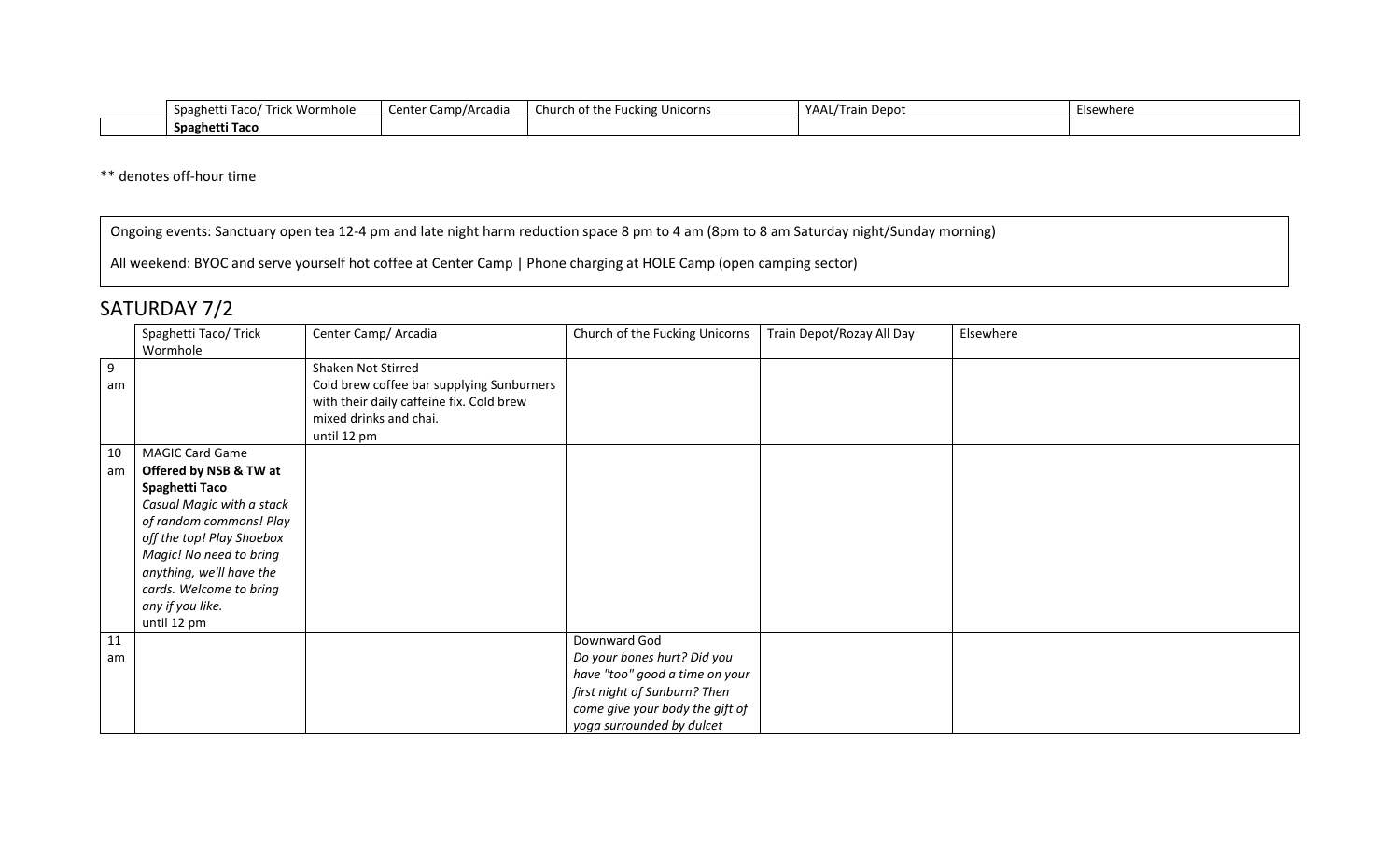| | Spaghetti Taco/ Trick Wormhole | Center Camp/Arcadia | Church of the Fucking Unicorns | YAAL/Train Depot | Elsewhere |
|---|---|---|---|---|---|
| | **Spaghetti Taco** | | | | |

** denotes off-hour time

Ongoing events: Sanctuary open tea 12-4 pm and late night harm reduction space 8 pm to 4 am (8pm to 8 am Saturday night/Sunday morning)

All weekend: BYOC and serve yourself hot coffee at Center Camp | Phone charging at HOLE Camp (open camping sector)

## SATURDAY 7/2

| | Spaghetti Taco/ Trick Wormhole | Center Camp/ Arcadia | Church of the Fucking Unicorns | Train Depot/Rozay All Day | Elsewhere |
|---|---|---|---|---|---|
| 9 am | | Shaken Not Stirred<br>Cold brew coffee bar supplying Sunburners with their daily caffeine fix. Cold brew mixed drinks and chai.<br>until 12 pm | | | |
| 10 am | MAGIC Card Game<br>**Offered by NSB & TW at Spaghetti Taco**<br>*Casual Magic with a stack of random commons! Play off the top! Play Shoebox Magic! No need to bring anything, we'll have the cards. Welcome to bring any if you like.*<br>until 12 pm | | | | |
| 11 am | | | Downward God<br>*Do your bones hurt? Did you have "too" good a time on your first night of Sunburn? Then come give your body the gift of yoga surrounded by dulcet* | | |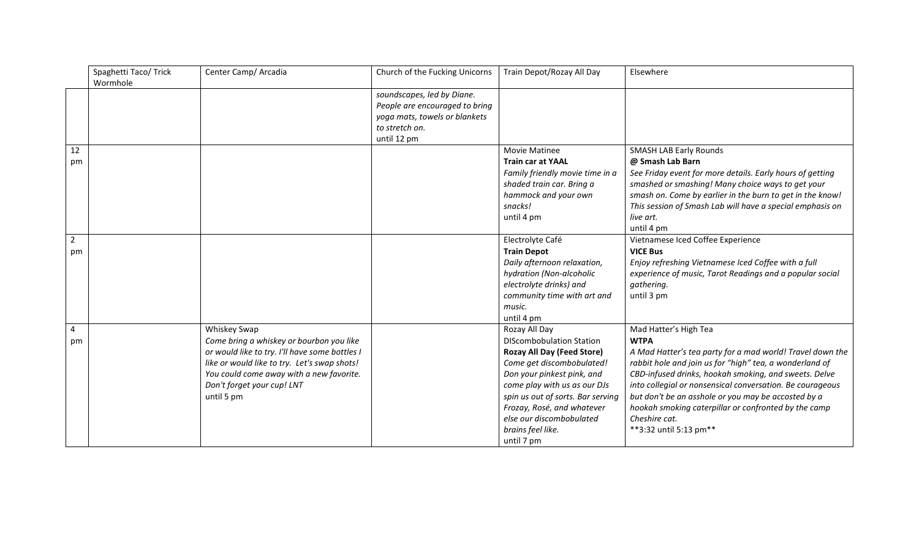| | Spaghetti Taco/ Trick Wormhole | Center Camp/ Arcadia | Church of the Fucking Unicorns | Train Depot/Rozay All Day | Elsewhere |
|---|---|---|---|---|---|
| | | | *soundscapes, led by Diane. People are encouraged to bring yoga mats, towels or blankets to stretch on.*<br>until 12 pm | | |
| 12 pm | | | | Movie Matinee<br>**Train car at YAAL**<br>*Family friendly movie time in a shaded train car. Bring a hammock and your own snacks!*<br>until 4 pm | SMASH LAB Early Rounds<br>**@ Smash Lab Barn**<br>*See Friday event for more details. Early hours of getting smashed or smashing! Many choice ways to get your smash on. Come by earlier in the burn to get in the know! This session of Smash Lab will have a special emphasis on live art.*<br>until 4 pm |
| 2 pm | | | | Electrolyte Café<br>**Train Depot**<br>*Daily afternoon relaxation, hydration (Non-alcoholic electrolyte drinks) and community time with art and music.*<br>until 4 pm | Vietnamese Iced Coffee Experience<br>**VICE Bus**<br>*Enjoy refreshing Vietnamese Iced Coffee with a full experience of music, Tarot Readings and a popular social gathering.*<br>until 3 pm |
| 4 pm | | Whiskey Swap<br>*Come bring a whiskey or bourbon you like or would like to try. I'll have some bottles I like or would like to try. Let's swap shots! You could come away with a new favorite. Don't forget your cup! LNT*<br>until 5 pm | | Rozay All Day<br>DIScombobulation Station<br>**Rozay All Day (Feed Store)**<br>*Come get discombobulated! Don your pinkest pink, and come play with us as our DJs spin us out of sorts. Bar serving Frozay, Rosé, and whatever else our discombobulated brains feel like.*<br>until 7 pm | Mad Hatter's High Tea<br>**WTPA**<br>*A Mad Hatter's tea party for a mad world! Travel down the rabbit hole and join us for "high" tea, a wonderland of CBD-infused drinks, hookah smoking, and sweets. Delve into collegial or nonsensical conversation. Be courageous but don't be an asshole or you may be accosted by a hookah smoking caterpillar or confronted by the camp Cheshire cat.*<br>**3:32 until 5:13 pm** |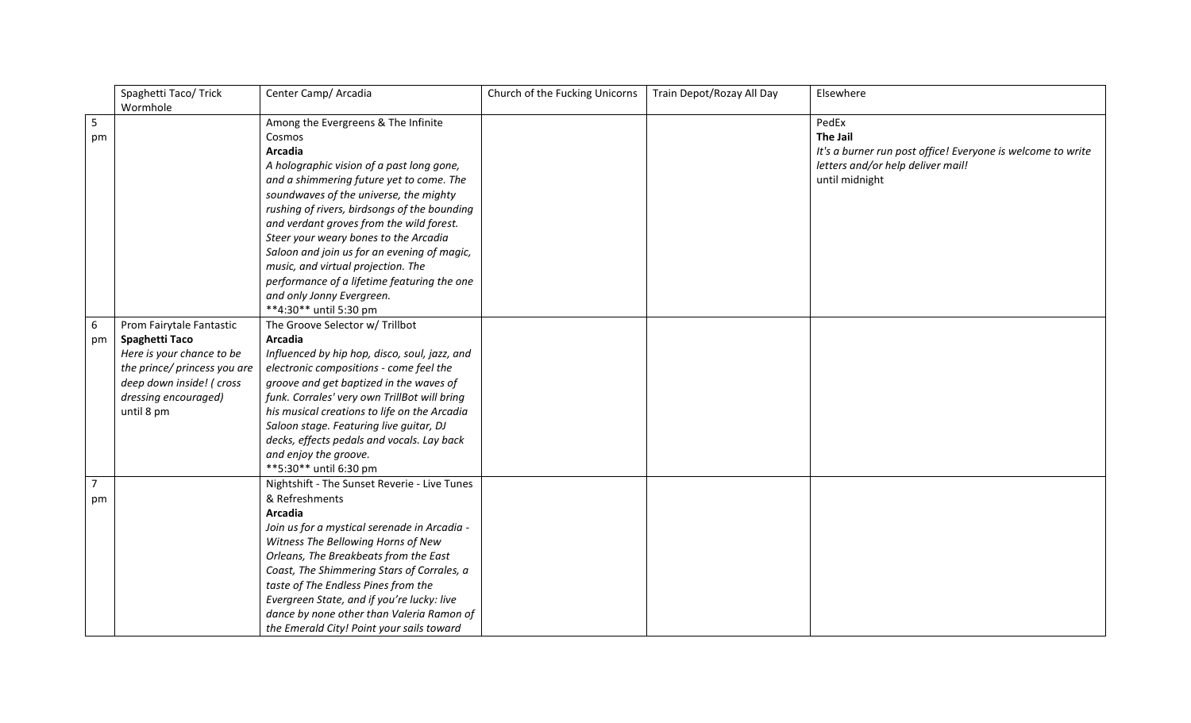| | Spaghetti Taco/ Trick Wormhole | Center Camp/ Arcadia | Church of the Fucking Unicorns | Train Depot/Rozay All Day | Elsewhere |
|---|---|---|---|---|---|
| 5 pm | | Among the Evergreens & The Infinite Cosmos<br>**Arcadia**<br>*A holographic vision of a past long gone, and a shimmering future yet to come. The soundwaves of the universe, the mighty rushing of rivers, birdsongs of the bounding and verdant groves from the wild forest. Steer your weary bones to the Arcadia Saloon and join us for an evening of magic, music, and virtual projection. The performance of a lifetime featuring the one and only Jonny Evergreen.*<br>\*\*4:30\*\* until 5:30 pm | | | PedEx<br>**The Jail**<br>*It's a burner run post office! Everyone is welcome to write letters and/or help deliver mail!*<br>until midnight |
| 6 pm | Prom Fairytale Fantastic<br>**Spaghetti Taco**<br>*Here is your chance to be the prince/ princess you are deep down inside! ( cross dressing encouraged)*<br>until 8 pm | The Groove Selector w/ Trillbot<br>**Arcadia**<br>*Influenced by hip hop, disco, soul, jazz, and electronic compositions - come feel the groove and get baptized in the waves of funk. Corrales' very own TrillBot will bring his musical creations to life on the Arcadia Saloon stage. Featuring live guitar, DJ decks, effects pedals and vocals. Lay back and enjoy the groove.*<br>\*\*5:30\*\* until 6:30 pm | | | |
| 7 pm | | Nightshift - The Sunset Reverie - Live Tunes & Refreshments<br>**Arcadia**<br>*Join us for a mystical serenade in Arcadia - Witness The Bellowing Horns of New Orleans, The Breakbeats from the East Coast, The Shimmering Stars of Corrales, a taste of The Endless Pines from the Evergreen State, and if you're lucky: live dance by none other than Valeria Ramon of the Emerald City! Point your sails toward* | | | |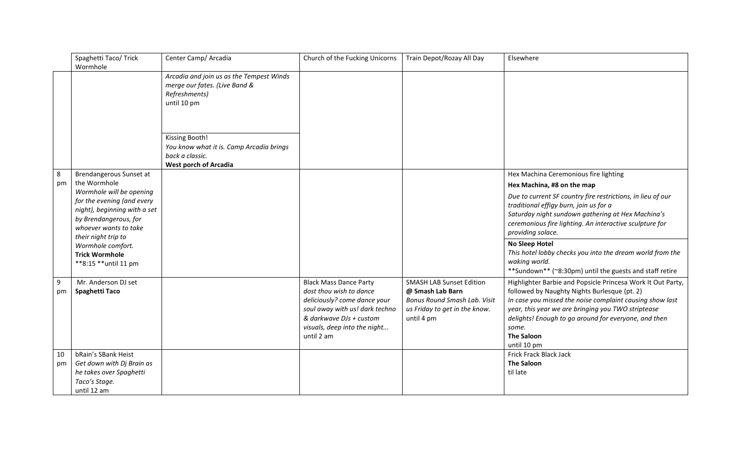| | Spaghetti Taco/ Trick Wormhole | Center Camp/ Arcadia | Church of the Fucking Unicorns | Train Depot/Rozay All Day | Elsewhere |
|---|---|---|---|---|---|
| | | *Arcadia and join us as the Tempest Winds merge our fates. (Live Band & Refreshments)*<br>until 10 pm | | | |
| | | Kissing Booth!<br>*You know what it is. Camp Arcadia brings back a classic.*<br>**West porch of Arcadia** | | | |
| 8 pm | Brendangerous Sunset at the Wormhole<br>*Wormhole will be opening for the evening (and every night), beginning with a set by Brendangerous, for whoever wants to take their night trip to Wormhole comfort.*<br>**Trick Wormhole**<br>**8:15 **until 11 pm | | | | Hex Machina Ceremonious fire lighting<br>**Hex Machina, #8 on the map**<br>*Due to current SF country fire restrictions, in lieu of our traditional effigy burn, join us for a Saturday night sundown gathering at Hex Machina's ceremonious fire lighting. An interactive sculpture for providing solace.* |
| | | | | | **No Sleep Hotel**<br>*This hotel lobby checks you into the dream world from the waking world.*<br>**Sundown** (~8:30pm) until the guests and staff retire |
| 9 pm | Mr. Anderson DJ set<br>**Spaghetti Taco** | | Black Mass Dance Party<br>*dost thou wish to dance deliciously? come dance your soul away with us! dark techno & darkwave DJs + custom visuals, deep into the night...*<br>until 2 am | SMASH LAB Sunset Edition<br>**@ Smash Lab Barn**<br>*Bonus Round Smash Lab. Visit us Friday to get in the know.*<br>until 4 pm | Highlighter Barbie and Popsicle Princesa Work It Out Party, followed by Naughty Nights Burlesque (pt. 2)<br>*In case you missed the noise complaint causing show last year, this year we are bringing you TWO striptease delights! Enough to go around for everyone, and then some.*<br>**The Saloon**<br>until 10 pm |
| 10 pm | bRain's SBank Heist<br>*Get down with Dj Brain as he takes over Spaghetti Taco's Stage.*<br>until 12 am | | | | Frick Frack Black Jack<br>**The Saloon**<br>til late |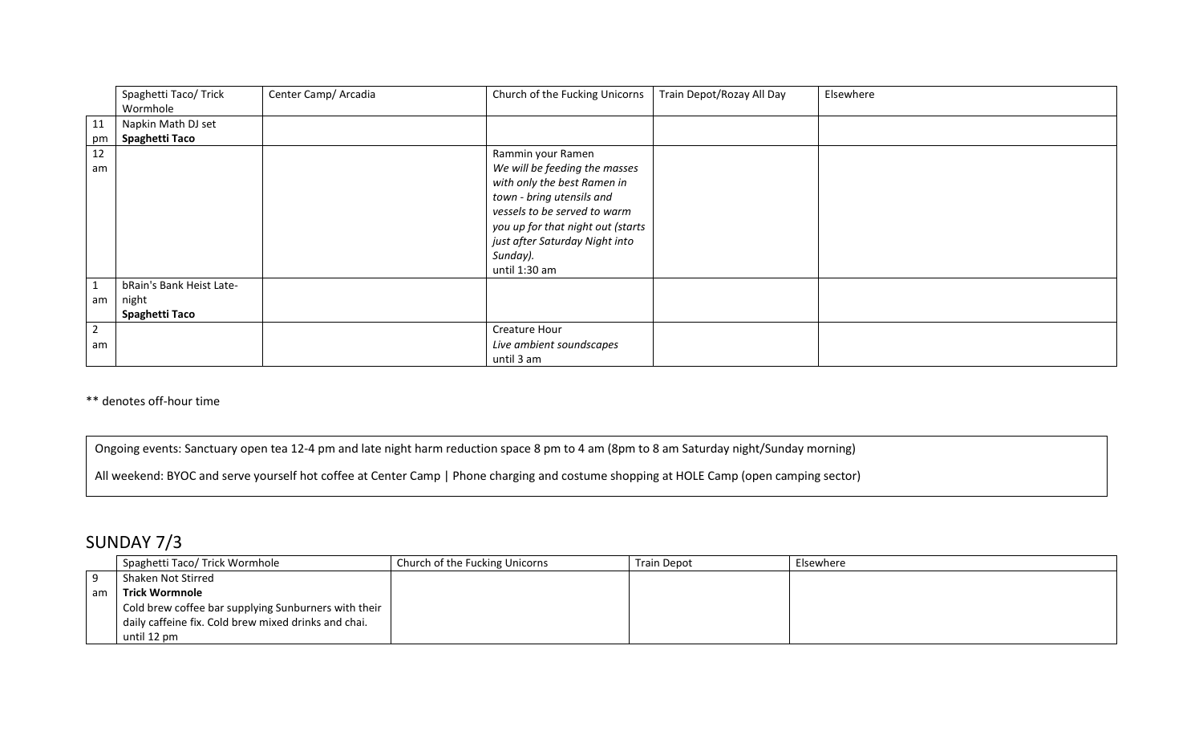| | Spaghetti Taco/ Trick Wormhole | Center Camp/ Arcadia | Church of the Fucking Unicorns | Train Depot/Rozay All Day | Elsewhere |
|---|---|---|---|---|---|
| 11 pm | Napkin Math DJ set **Spaghetti Taco** | | | | |
| 12 am | | | Rammin your Ramen *We will be feeding the masses with only the best Ramen in town - bring utensils and vessels to be served to warm you up for that night out (starts just after Saturday Night into Sunday).* until 1:30 am | | |
| 1 am | bRain's Bank Heist Late-night **Spaghetti Taco** | | | | |
| 2 am | | | Creature Hour *Live ambient soundscapes* until 3 am | | |

** denotes off-hour time

Ongoing events: Sanctuary open tea 12-4 pm and late night harm reduction space 8 pm to 4 am (8pm to 8 am Saturday night/Sunday morning)

All weekend: BYOC and serve yourself hot coffee at Center Camp | Phone charging and costume shopping at HOLE Camp (open camping sector)

## SUNDAY 7/3

| | Spaghetti Taco/ Trick Wormhole | Church of the Fucking Unicorns | Train Depot | Elsewhere |
|---|---|---|---|---|
| 9 am | Shaken Not Stirred **Trick Wormnole** Cold brew coffee bar supplying Sunburners with their daily caffeine fix. Cold brew mixed drinks and chai. until 12 pm | | | |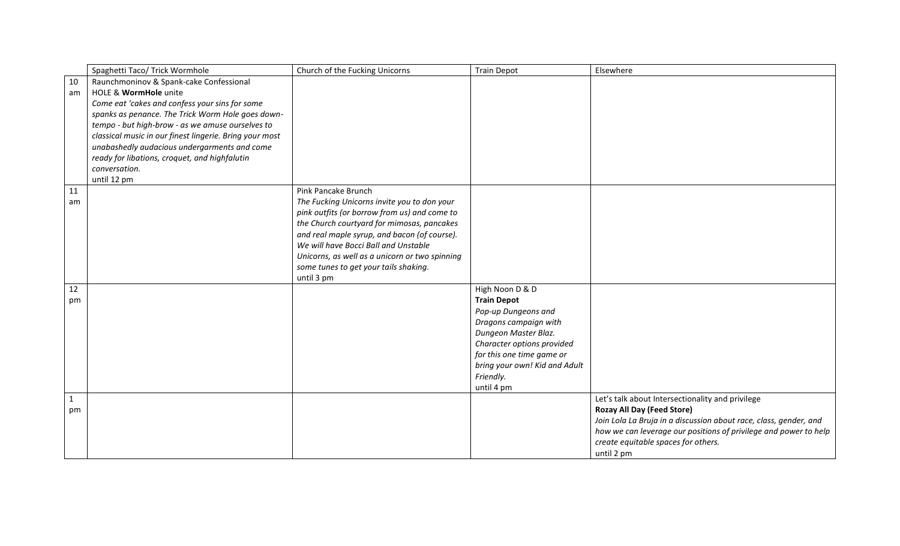| | Spaghetti Taco/ Trick Wormhole | Church of the Fucking Unicorns | Train Depot | Elsewhere |
|---|---|---|---|---|
| 10 am | Raunchmoninov & Spank-cake Confessional HOLE & **WormHole** unite<br>*Come eat 'cakes and confess your sins for some spanks as penance. The Trick Worm Hole goes down-tempo - but high-brow - as we amuse ourselves to classical music in our finest lingerie. Bring your most unabashedly audacious undergarments and come ready for libations, croquet, and highfalutin conversation.*<br>until 12 pm | | | |
| 11 am | | Pink Pancake Brunch<br>*The Fucking Unicorns invite you to don your pink outfits (or borrow from us) and come to the Church courtyard for mimosas, pancakes and real maple syrup, and bacon (of course). We will have Bocci Ball and Unstable Unicorns, as well as a unicorn or two spinning some tunes to get your tails shaking.*<br>until 3 pm | | |
| 12 pm | | | High Noon D & D<br>**Train Depot**<br>*Pop-up Dungeons and Dragons campaign with Dungeon Master Blaz. Character options provided for this one time game or bring your own! Kid and Adult Friendly.*<br>until 4 pm | |
| 1 pm | | | | Let's talk about Intersectionality and privilege<br>**Rozay All Day (Feed Store)**<br>*Join Lola La Bruja in a discussion about race, class, gender, and how we can leverage our positions of privilege and power to help create equitable spaces for others.*<br>until 2 pm |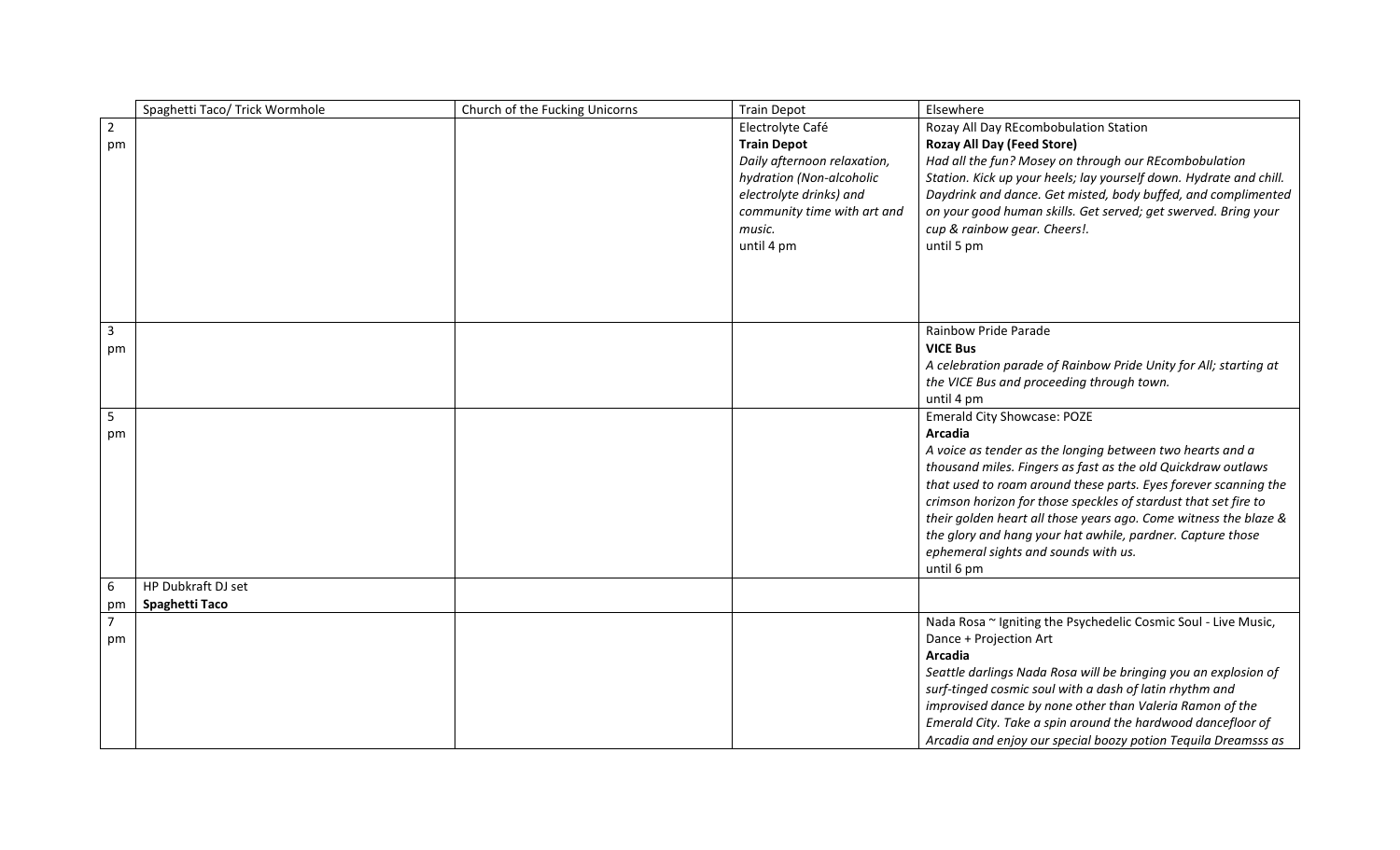| | Spaghetti Taco/ Trick Wormhole | Church of the Fucking Unicorns | Train Depot | Elsewhere |
|---|---|---|---|---|
| 2 pm | | | Electrolyte Café<br>**Train Depot**<br>*Daily afternoon relaxation, hydration (Non-alcoholic electrolyte drinks) and community time with art and music.*<br>until 4 pm | Rozay All Day REcombobulation Station<br>**Rozay All Day (Feed Store)**<br>*Had all the fun? Mosey on through our REcombobulation Station. Kick up your heels; lay yourself down. Hydrate and chill. Daydrink and dance. Get misted, body buffed, and complimented on your good human skills. Get served; get swerved. Bring your cup & rainbow gear. Cheers!.*<br>until 5 pm |
| 3 pm | | | | Rainbow Pride Parade<br>**VICE Bus**<br>*A celebration parade of Rainbow Pride Unity for All; starting at the VICE Bus and proceeding through town.*<br>until 4 pm |
| 5 pm | | | | Emerald City Showcase: POZE<br>**Arcadia**<br>*A voice as tender as the longing between two hearts and a thousand miles. Fingers as fast as the old Quickdraw outlaws that used to roam around these parts. Eyes forever scanning the crimson horizon for those speckles of stardust that set fire to their golden heart all those years ago. Come witness the blaze & the glory and hang your hat awhile, pardner. Capture those ephemeral sights and sounds with us.*<br>until 6 pm |
| 6 pm | HP Dubkraft DJ set<br>**Spaghetti Taco** | | | |
| 7 pm | | | | Nada Rosa ~ Igniting the Psychedelic Cosmic Soul - Live Music, Dance + Projection Art<br>**Arcadia**<br>*Seattle darlings Nada Rosa will be bringing you an explosion of surf-tinged cosmic soul with a dash of latin rhythm and improvised dance by none other than Valeria Ramon of the Emerald City. Take a spin around the hardwood dancefloor of Arcadia and enjoy our special boozy potion Tequila Dreamsss as* |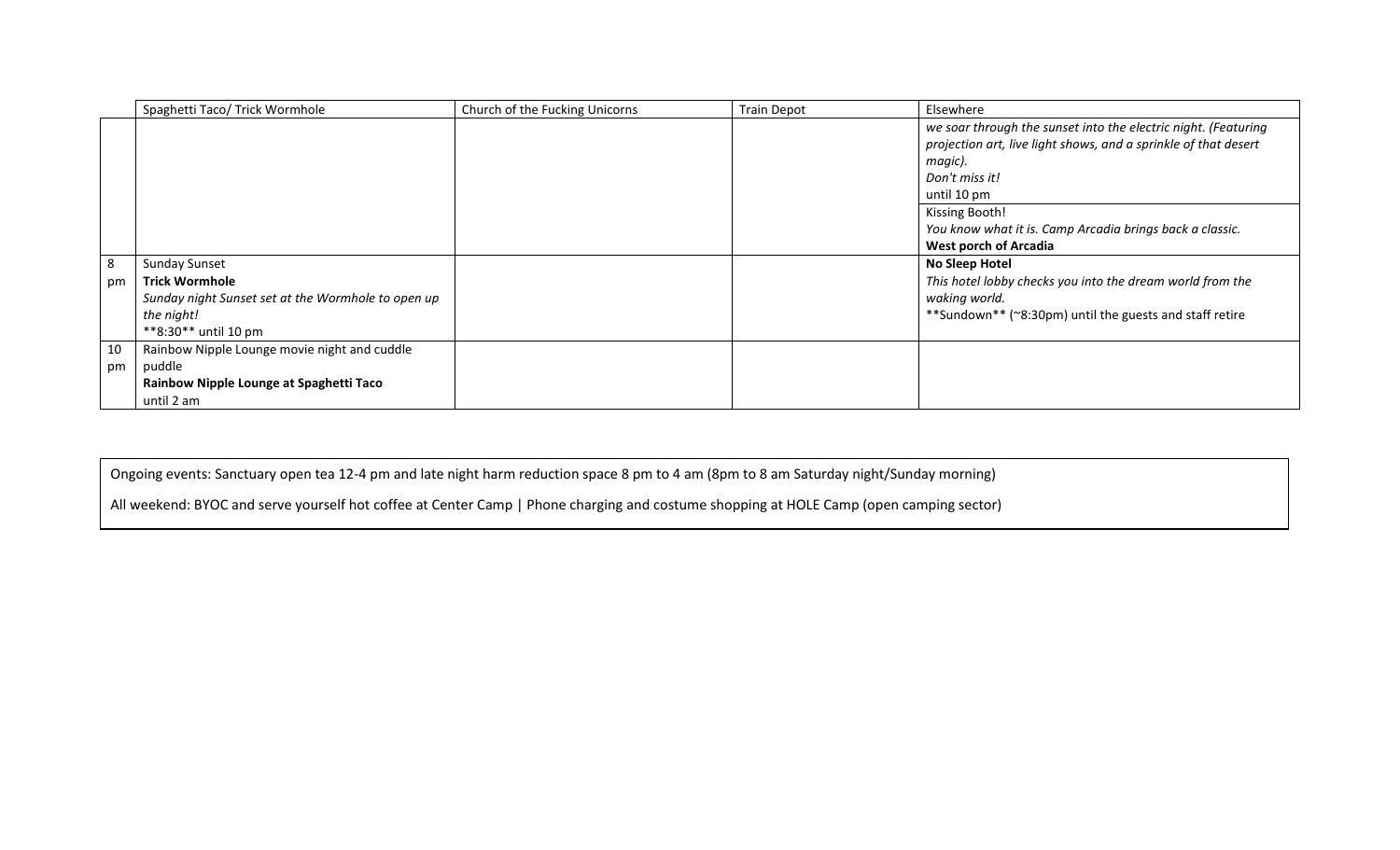| | Spaghetti Taco/ Trick Wormhole | Church of the Fucking Unicorns | Train Depot | Elsewhere |
|---|---|---|---|---|
| | | | | *we soar through the sunset into the electric night. (Featuring projection art, live light shows, and a sprinkle of that desert magic).*<br>*Don't miss it!*<br>until 10 pm |
| | | | | Kissing Booth!<br>*You know what it is. Camp Arcadia brings back a classic.*<br>**West porch of Arcadia** |
| 8 pm | Sunday Sunset<br>**Trick Wormhole**<br>*Sunday night Sunset set at the Wormhole to open up the night!*<br>**8:30** until 10 pm | | | **No Sleep Hotel**<br>*This hotel lobby checks you into the dream world from the waking world.*<br>**Sundown** (~8:30pm) until the guests and staff retire |
| 10 pm | Rainbow Nipple Lounge movie night and cuddle puddle<br>**Rainbow Nipple Lounge at Spaghetti Taco**<br>until 2 am | | | |

Ongoing events: Sanctuary open tea 12-4 pm and late night harm reduction space 8 pm to 4 am (8pm to 8 am Saturday night/Sunday morning)

All weekend: BYOC and serve yourself hot coffee at Center Camp | Phone charging and costume shopping at HOLE Camp (open camping sector)